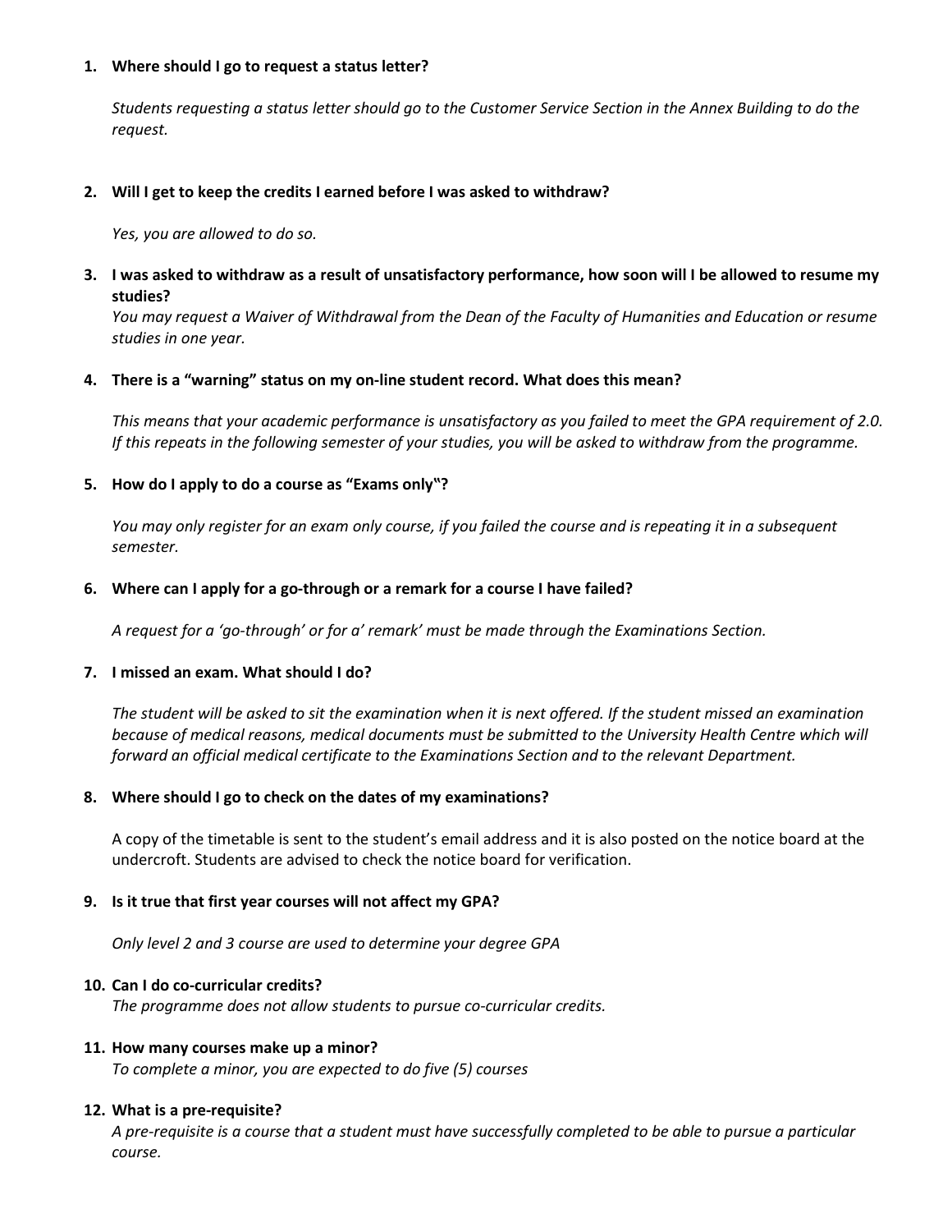1. **Where should I go to request a status letter?**

   *Students requesting a status letter should go to the Customer Service Section in the Annex Building to do the request.*

2. **Will I get to keep the credits I earned before I was asked to withdraw?**

   *Yes, you are allowed to do so.*

3. **I was asked to withdraw as a result of unsatisfactory performance, how soon will I be allowed to resume my studies?**

   *You may request a Waiver of Withdrawal from the Dean of the Faculty of Humanities and Education or resume studies in one year.*

4. **There is a "warning" status on my on-line student record. What does this mean?**

   *This means that your academic performance is unsatisfactory as you failed to meet the GPA requirement of 2.0. If this repeats in the following semester of your studies, you will be asked to withdraw from the programme.*

5. **How do I apply to do a course as "Exams only"?**

   *You may only register for an exam only course, if you failed the course and is repeating it in a subsequent semester.*

6. **Where can I apply for a go-through or a remark for a course I have failed?**

   *A request for a 'go-through' or for a' remark' must be made through the Examinations Section.*

7. **I missed an exam. What should I do?**

   *The student will be asked to sit the examination when it is next offered. If the student missed an examination because of medical reasons, medical documents must be submitted to the University Health Centre which will forward an official medical certificate to the Examinations Section and to the relevant Department.*

8. **Where should I go to check on the dates of my examinations?**

   A copy of the timetable is sent to the student's email address and it is also posted on the notice board at the undercroft. Students are advised to check the notice board for verification.

9. **Is it true that first year courses will not affect my GPA?**

   *Only level 2 and 3 course are used to determine your degree GPA*

10. **Can I do co-curricular credits?**
    *The programme does not allow students to pursue co-curricular credits.*

11. **How many courses make up a minor?**
    *To complete a minor, you are expected to do five (5) courses*

12. **What is a pre-requisite?**
    *A pre-requisite is a course that a student must have successfully completed to be able to pursue a particular course.*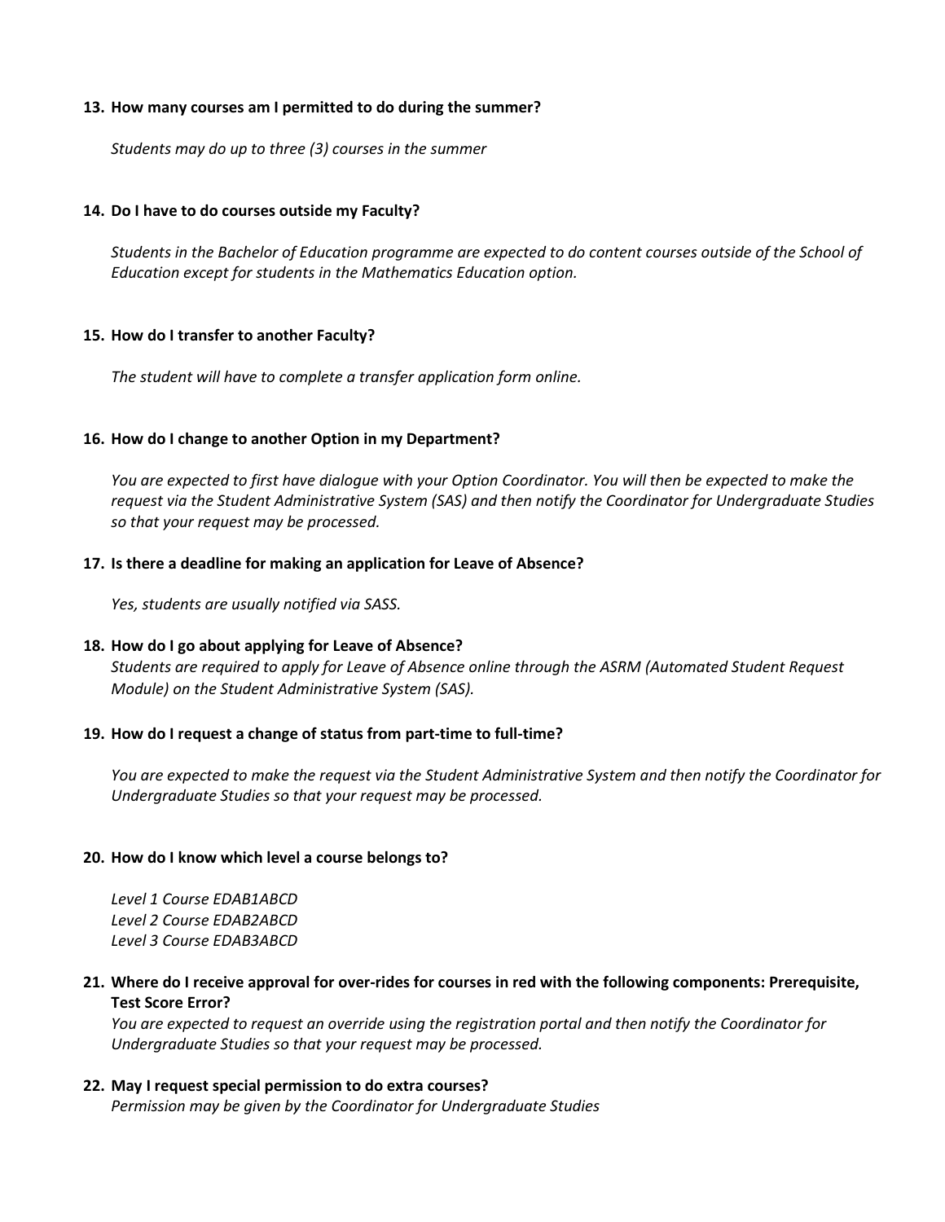**13. How many courses am I permitted to do during the summer?**

*Students may do up to three (3) courses in the summer*

**14. Do I have to do courses outside my Faculty?**

*Students in the Bachelor of Education programme are expected to do content courses outside of the School of Education except for students in the Mathematics Education option.*

**15. How do I transfer to another Faculty?**

*The student will have to complete a transfer application form online.*

**16. How do I change to another Option in my Department?**

*You are expected to first have dialogue with your Option Coordinator. You will then be expected to make the request via the Student Administrative System (SAS) and then notify the Coordinator for Undergraduate Studies so that your request may be processed.*

**17. Is there a deadline for making an application for Leave of Absence?**

*Yes, students are usually notified via SASS.*

**18. How do I go about applying for Leave of Absence?**

*Students are required to apply for Leave of Absence online through the ASRM (Automated Student Request Module) on the Student Administrative System (SAS).*

**19. How do I request a change of status from part-time to full-time?**

*You are expected to make the request via the Student Administrative System and then notify the Coordinator for Undergraduate Studies so that your request may be processed.*

**20. How do I know which level a course belongs to?**

*Level 1 Course EDAB1ABCD*
*Level 2 Course EDAB2ABCD*
*Level 3 Course EDAB3ABCD*

**21. Where do I receive approval for over-rides for courses in red with the following components: Prerequisite, Test Score Error?**

*You are expected to request an override using the registration portal and then notify the Coordinator for Undergraduate Studies so that your request may be processed.*

**22. May I request special permission to do extra courses?**

*Permission may be given by the Coordinator for Undergraduate Studies*